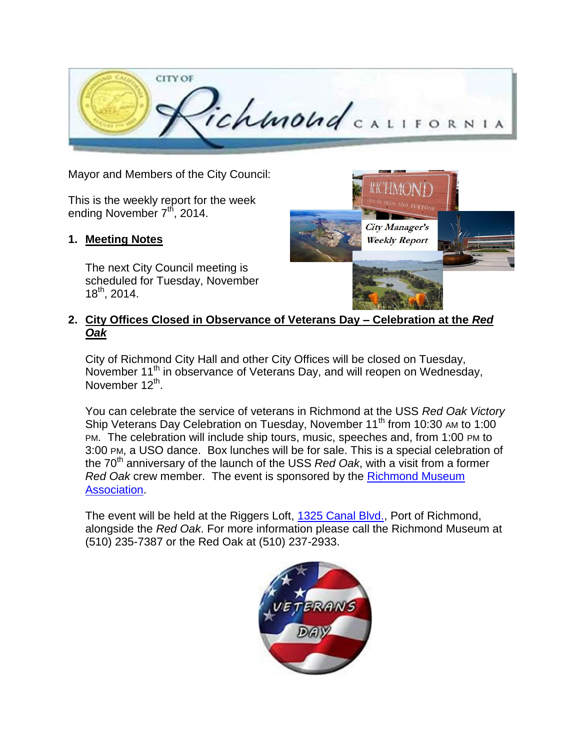Mayor and Members of the City Council:

This is the weekly report for the week ending November 7th, 2014.

## 1. Meeting Notes

The next City Council meeting is scheduled for Tuesday, November 18th, 2014.

## 2. City Offices Closed in Observance of Veterans Day – Celebration at the *Red Oak*

City of Richmond City Hall and other City Offices will be closed on Tuesday, November 11th in observance of Veterans Day, and will reopen on Wednesday, November 12th.

You can celebrate the service of veterans in Richmond at the USS *Red Oak Victory* Ship Veterans Day Celebration on Tuesday, November 11th from 10:30 AM to 1:00 PM. The celebration will include ship tours, music, speeches and, from 1:00 PM to 3:00 PM, a USO dance. Box lunches will be for sale. This is a special celebration of the 70th anniversary of the launch of the USS *Red Oak*, with a visit from a former *Red Oak* crew member. The event is sponsored by the Richmond Museum Association.

The event will be held at the Riggers Loft, 1325 Canal Blvd., Port of Richmond, alongside the *Red Oak*. For more information please call the Richmond Museum at (510) 235-7387 or the Red Oak at (510) 237-2933.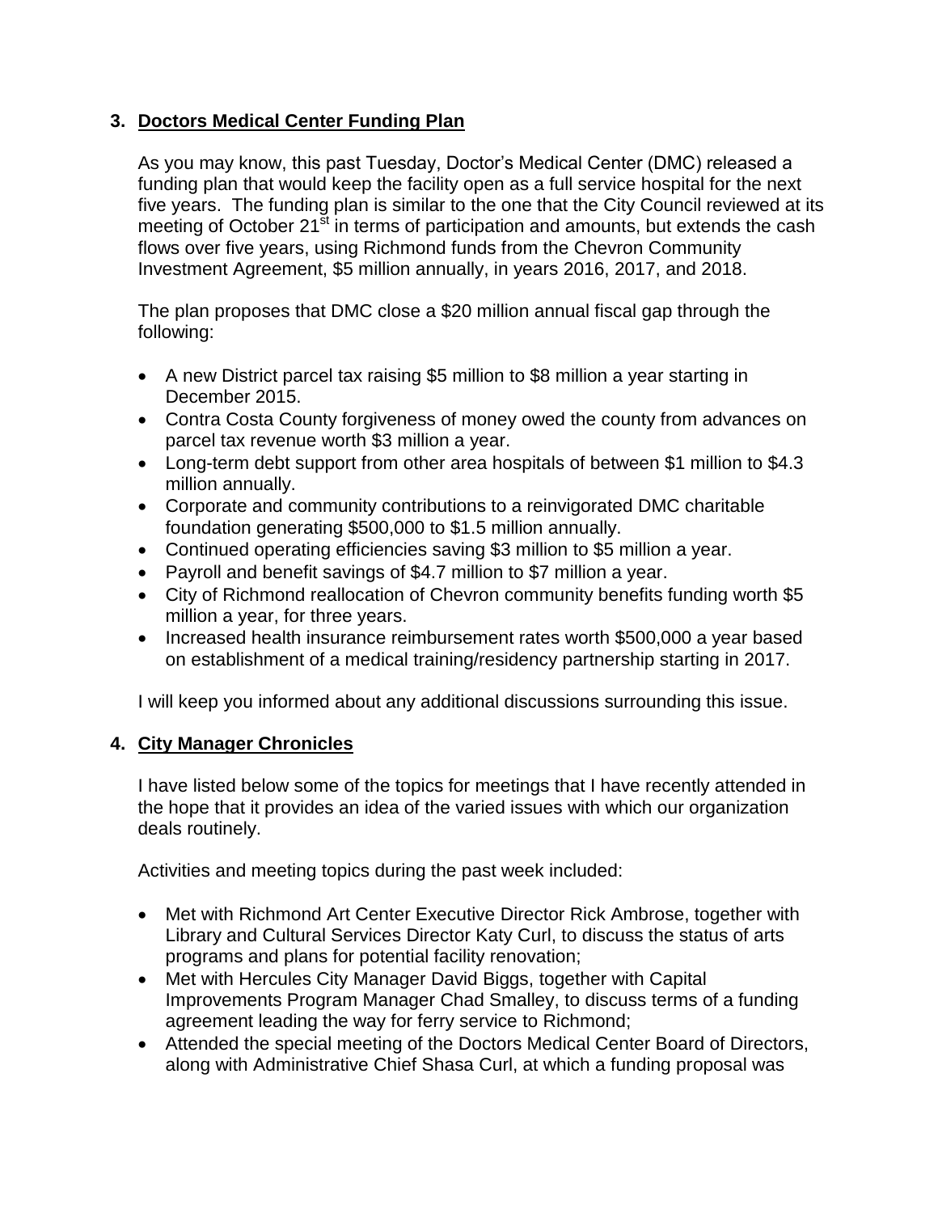## 3. Doctors Medical Center Funding Plan

As you may know, this past Tuesday, Doctor's Medical Center (DMC) released a funding plan that would keep the facility open as a full service hospital for the next five years. The funding plan is similar to the one that the City Council reviewed at its meeting of October 21st in terms of participation and amounts, but extends the cash flows over five years, using Richmond funds from the Chevron Community Investment Agreement, $5 million annually, in years 2016, 2017, and 2018.

The plan proposes that DMC close a $20 million annual fiscal gap through the following:

- A new District parcel tax raising $5 million to $8 million a year starting in December 2015.
- Contra Costa County forgiveness of money owed the county from advances on parcel tax revenue worth $3 million a year.
- Long-term debt support from other area hospitals of between $1 million to $4.3 million annually.
- Corporate and community contributions to a reinvigorated DMC charitable foundation generating $500,000 to $1.5 million annually.
- Continued operating efficiencies saving $3 million to $5 million a year.
- Payroll and benefit savings of $4.7 million to $7 million a year.
- City of Richmond reallocation of Chevron community benefits funding worth $5 million a year, for three years.
- Increased health insurance reimbursement rates worth $500,000 a year based on establishment of a medical training/residency partnership starting in 2017.

I will keep you informed about any additional discussions surrounding this issue.

## 4. City Manager Chronicles

I have listed below some of the topics for meetings that I have recently attended in the hope that it provides an idea of the varied issues with which our organization deals routinely.

Activities and meeting topics during the past week included:

- Met with Richmond Art Center Executive Director Rick Ambrose, together with Library and Cultural Services Director Katy Curl, to discuss the status of arts programs and plans for potential facility renovation;
- Met with Hercules City Manager David Biggs, together with Capital Improvements Program Manager Chad Smalley, to discuss terms of a funding agreement leading the way for ferry service to Richmond;
- Attended the special meeting of the Doctors Medical Center Board of Directors, along with Administrative Chief Shasa Curl, at which a funding proposal was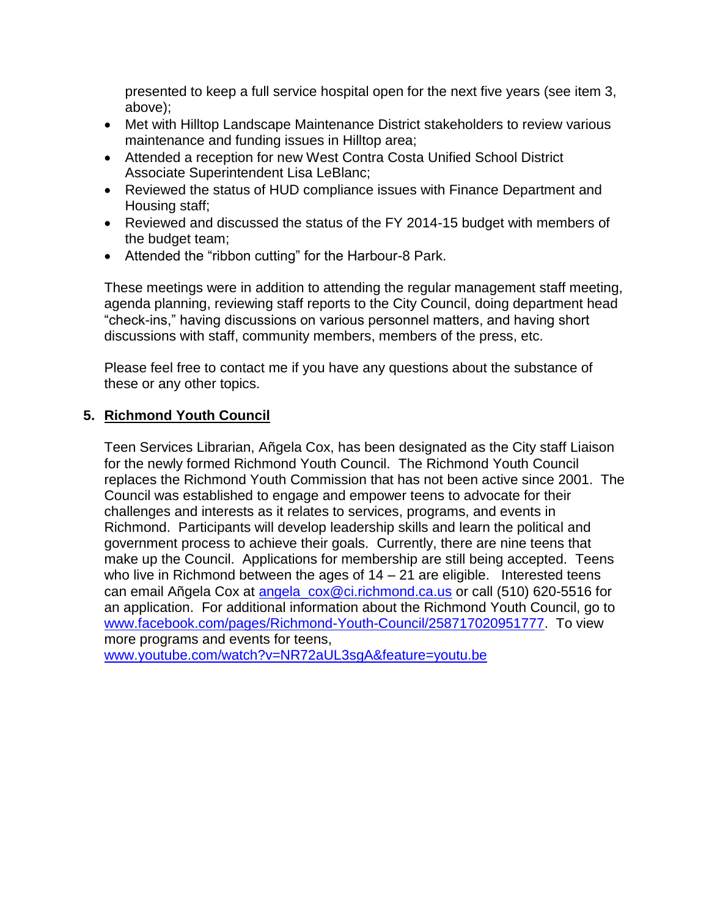presented to keep a full service hospital open for the next five years (see item 3, above);

- Met with Hilltop Landscape Maintenance District stakeholders to review various maintenance and funding issues in Hilltop area;
- Attended a reception for new West Contra Costa Unified School District Associate Superintendent Lisa LeBlanc;
- Reviewed the status of HUD compliance issues with Finance Department and Housing staff;
- Reviewed and discussed the status of the FY 2014-15 budget with members of the budget team;
- Attended the "ribbon cutting" for the Harbour-8 Park.

These meetings were in addition to attending the regular management staff meeting, agenda planning, reviewing staff reports to the City Council, doing department head "check-ins," having discussions on various personnel matters, and having short discussions with staff, community members, members of the press, etc.

Please feel free to contact me if you have any questions about the substance of these or any other topics.

## 5. Richmond Youth Council

Teen Services Librarian, Añgela Cox, has been designated as the City staff Liaison for the newly formed Richmond Youth Council. The Richmond Youth Council replaces the Richmond Youth Commission that has not been active since 2001. The Council was established to engage and empower teens to advocate for their challenges and interests as it relates to services, programs, and events in Richmond. Participants will develop leadership skills and learn the political and government process to achieve their goals. Currently, there are nine teens that make up the Council. Applications for membership are still being accepted. Teens who live in Richmond between the ages of 14 – 21 are eligible. Interested teens can email Añgela Cox at angela_cox@ci.richmond.ca.us or call (510) 620-5516 for an application. For additional information about the Richmond Youth Council, go to www.facebook.com/pages/Richmond-Youth-Council/258717020951777. To view more programs and events for teens, www.youtube.com/watch?v=NR72aUL3sgA&feature=youtu.be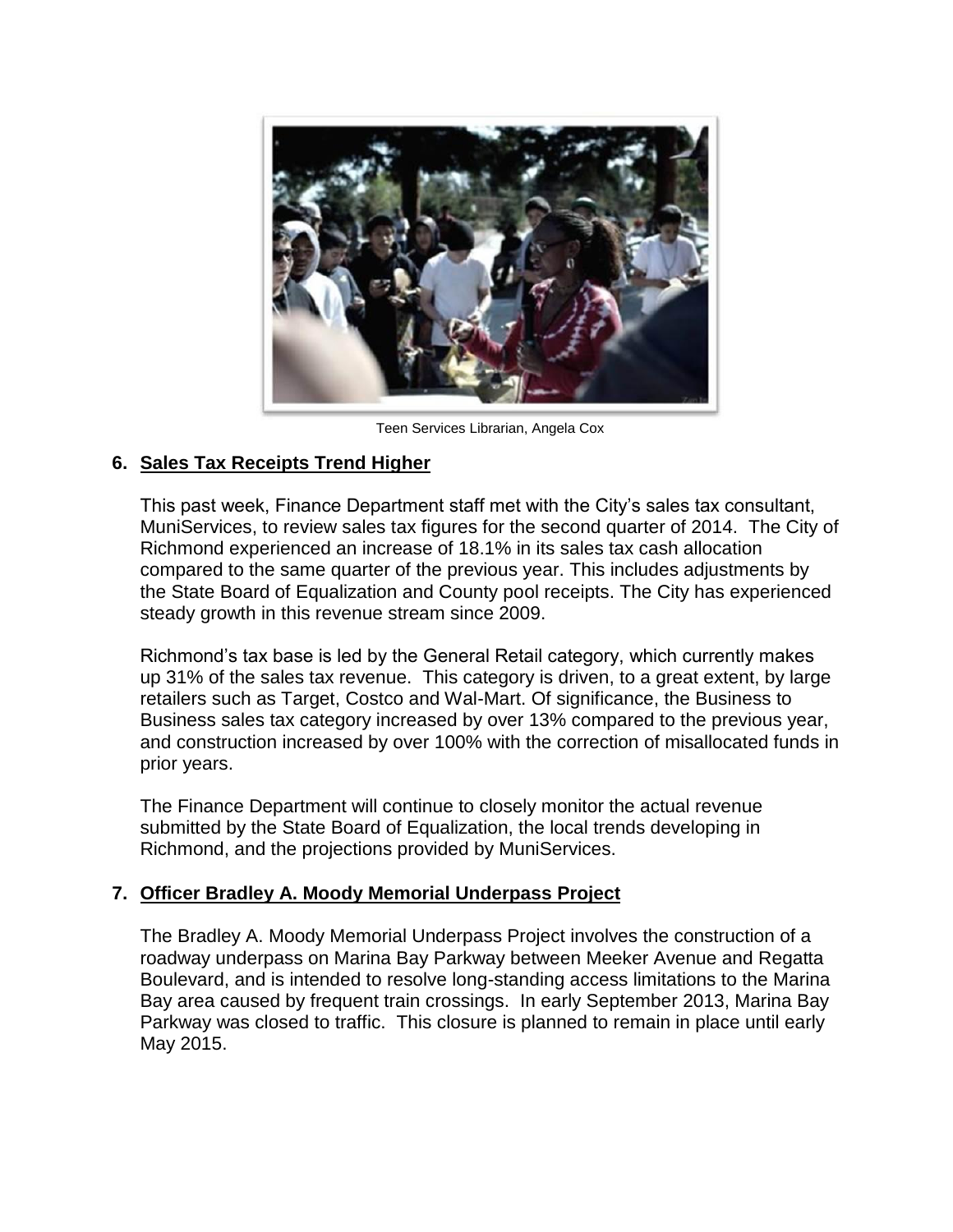Teen Services Librarian, Angela Cox

## 6. Sales Tax Receipts Trend Higher

This past week, Finance Department staff met with the City's sales tax consultant, MuniServices, to review sales tax figures for the second quarter of 2014. The City of Richmond experienced an increase of 18.1% in its sales tax cash allocation compared to the same quarter of the previous year. This includes adjustments by the State Board of Equalization and County pool receipts. The City has experienced steady growth in this revenue stream since 2009.

Richmond's tax base is led by the General Retail category, which currently makes up 31% of the sales tax revenue. This category is driven, to a great extent, by large retailers such as Target, Costco and Wal-Mart. Of significance, the Business to Business sales tax category increased by over 13% compared to the previous year, and construction increased by over 100% with the correction of misallocated funds in prior years.

The Finance Department will continue to closely monitor the actual revenue submitted by the State Board of Equalization, the local trends developing in Richmond, and the projections provided by MuniServices.

## 7. Officer Bradley A. Moody Memorial Underpass Project

The Bradley A. Moody Memorial Underpass Project involves the construction of a roadway underpass on Marina Bay Parkway between Meeker Avenue and Regatta Boulevard, and is intended to resolve long-standing access limitations to the Marina Bay area caused by frequent train crossings. In early September 2013, Marina Bay Parkway was closed to traffic. This closure is planned to remain in place until early May 2015.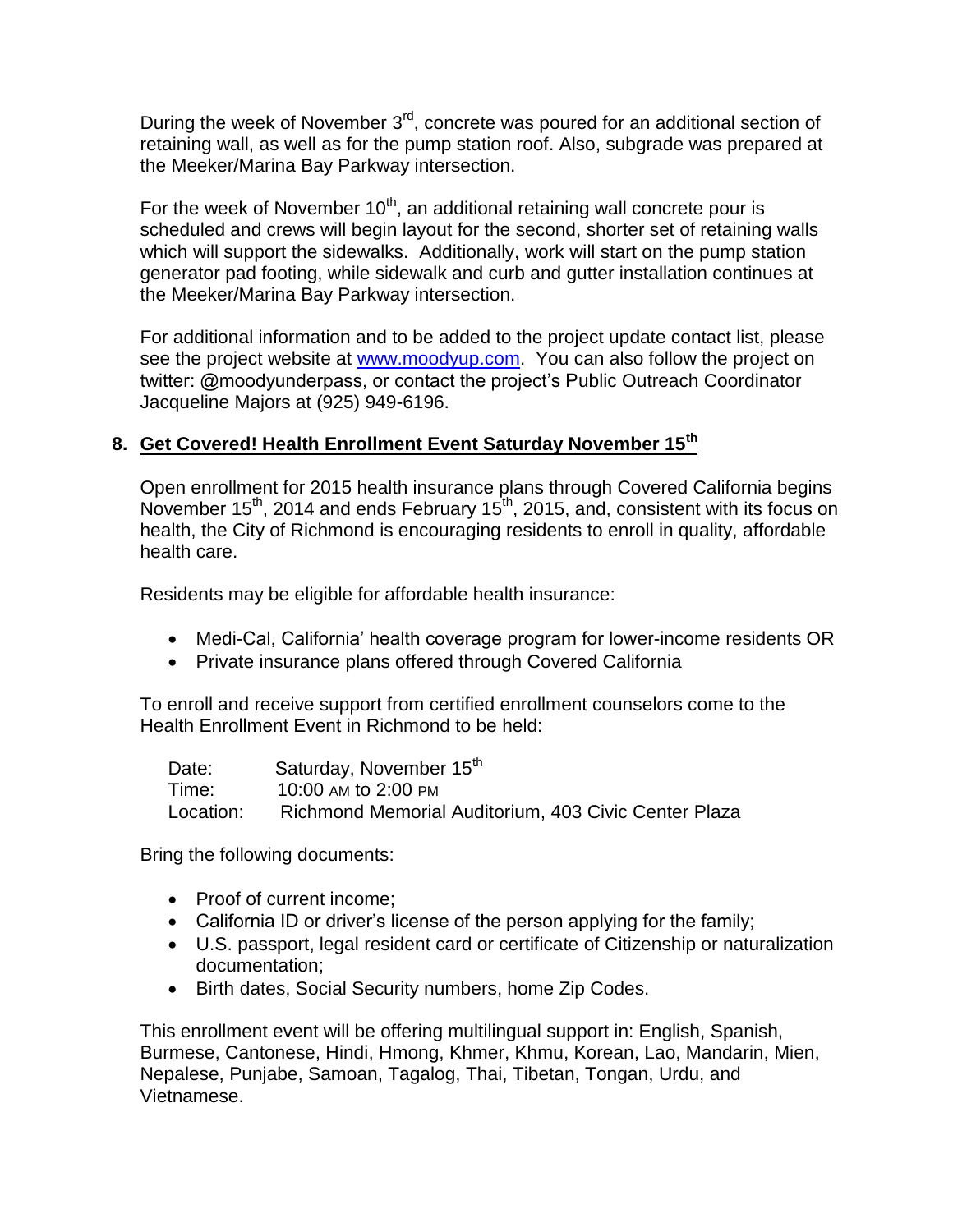During the week of November 3rd, concrete was poured for an additional section of retaining wall, as well as for the pump station roof. Also, subgrade was prepared at the Meeker/Marina Bay Parkway intersection.

For the week of November 10th, an additional retaining wall concrete pour is scheduled and crews will begin layout for the second, shorter set of retaining walls which will support the sidewalks. Additionally, work will start on the pump station generator pad footing, while sidewalk and curb and gutter installation continues at the Meeker/Marina Bay Parkway intersection.

For additional information and to be added to the project update contact list, please see the project website at www.moodyup.com. You can also follow the project on twitter: @moodyunderpass, or contact the project's Public Outreach Coordinator Jacqueline Majors at (925) 949-6196.

## 8. Get Covered! Health Enrollment Event Saturday November 15th

Open enrollment for 2015 health insurance plans through Covered California begins November 15th, 2014 and ends February 15th, 2015, and, consistent with its focus on health, the City of Richmond is encouraging residents to enroll in quality, affordable health care.

Residents may be eligible for affordable health insurance:

- Medi-Cal, California' health coverage program for lower-income residents OR
- Private insurance plans offered through Covered California

To enroll and receive support from certified enrollment counselors come to the Health Enrollment Event in Richmond to be held:

Date: Saturday, November 15th
Time: 10:00 AM to 2:00 PM
Location: Richmond Memorial Auditorium, 403 Civic Center Plaza

Bring the following documents:

- Proof of current income;
- California ID or driver's license of the person applying for the family;
- U.S. passport, legal resident card or certificate of Citizenship or naturalization documentation;
- Birth dates, Social Security numbers, home Zip Codes.

This enrollment event will be offering multilingual support in: English, Spanish, Burmese, Cantonese, Hindi, Hmong, Khmer, Khmu, Korean, Lao, Mandarin, Mien, Nepalese, Punjabe, Samoan, Tagalog, Thai, Tibetan, Tongan, Urdu, and Vietnamese.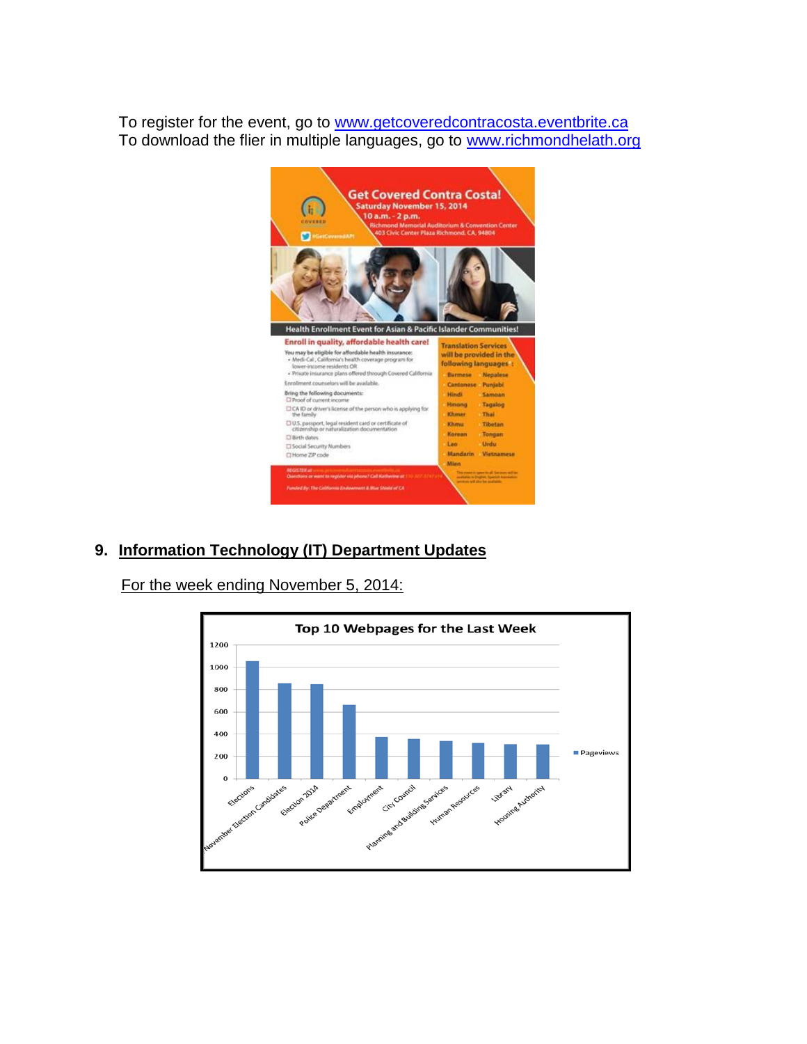To register for the event, go to www.getcoveredcontracosta.eventbrite.ca
To download the flier in multiple languages, go to www.richmondhelath.org

## 9. Information Technology (IT) Department Updates

For the week ending November 5, 2014: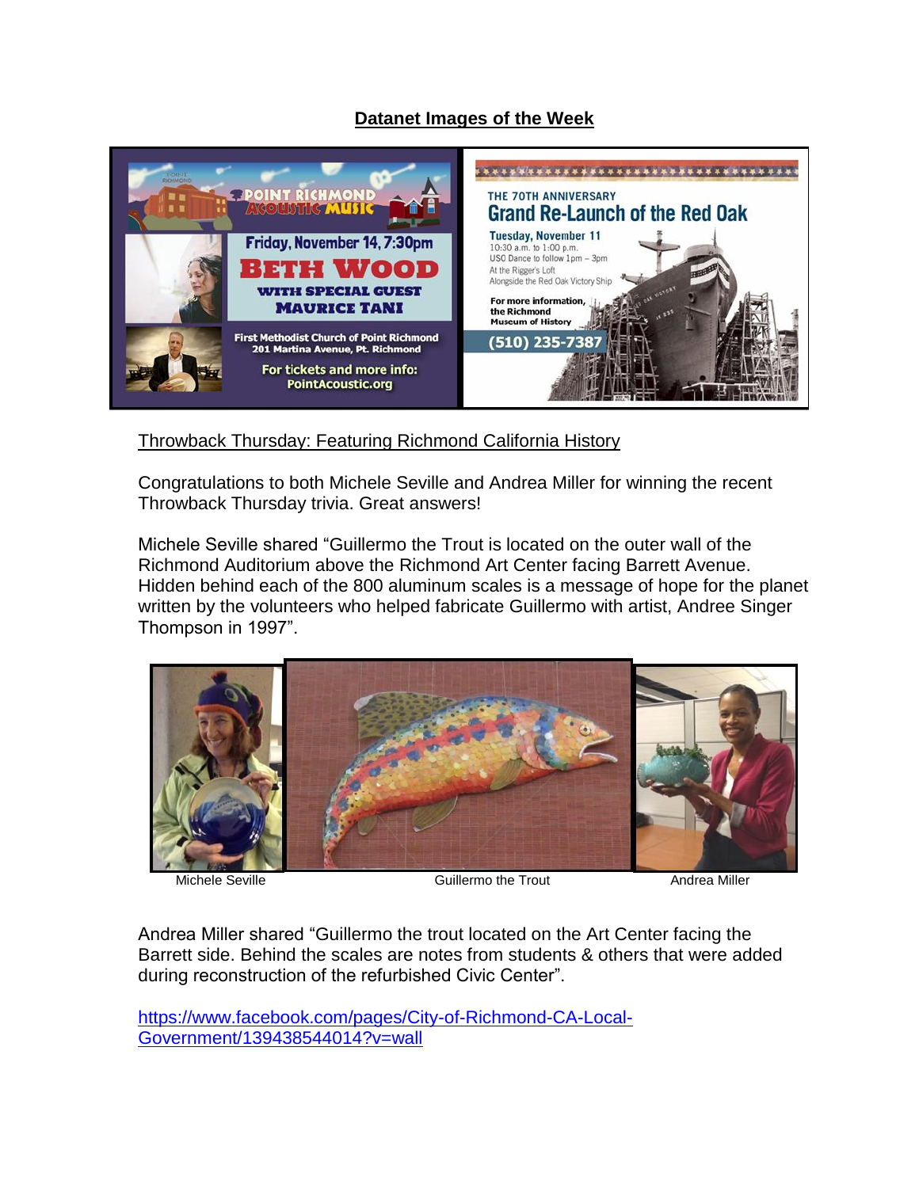## Datanet Images of the Week

Throwback Thursday: Featuring Richmond California History

Congratulations to both Michele Seville and Andrea Miller for winning the recent Throwback Thursday trivia. Great answers!

Michele Seville shared "Guillermo the Trout is located on the outer wall of the Richmond Auditorium above the Richmond Art Center facing Barrett Avenue. Hidden behind each of the 800 aluminum scales is a message of hope for the planet written by the volunteers who helped fabricate Guillermo with artist, Andree Singer Thompson in 1997".

Michele Seville Guillermo the Trout Andrea Miller

Andrea Miller shared "Guillermo the trout located on the Art Center facing the Barrett side. Behind the scales are notes from students & others that were added during reconstruction of the refurbished Civic Center".

https://www.facebook.com/pages/City-of-Richmond-CA-Local-Government/139438544014?v=wall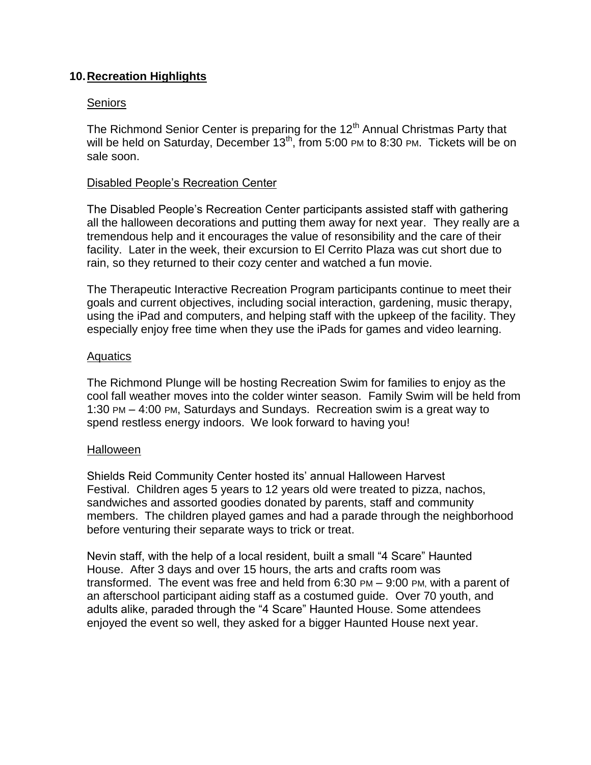## 10. Recreation Highlights

### Seniors

The Richmond Senior Center is preparing for the 12th Annual Christmas Party that will be held on Saturday, December 13th, from 5:00 PM to 8:30 PM. Tickets will be on sale soon.

### Disabled People's Recreation Center

The Disabled People's Recreation Center participants assisted staff with gathering all the halloween decorations and putting them away for next year. They really are a tremendous help and it encourages the value of resonsibility and the care of their facility. Later in the week, their excursion to El Cerrito Plaza was cut short due to rain, so they returned to their cozy center and watched a fun movie.

The Therapeutic Interactive Recreation Program participants continue to meet their goals and current objectives, including social interaction, gardening, music therapy, using the iPad and computers, and helping staff with the upkeep of the facility. They especially enjoy free time when they use the iPads for games and video learning.

### Aquatics

The Richmond Plunge will be hosting Recreation Swim for families to enjoy as the cool fall weather moves into the colder winter season. Family Swim will be held from 1:30 PM – 4:00 PM, Saturdays and Sundays. Recreation swim is a great way to spend restless energy indoors. We look forward to having you!

### Halloween

Shields Reid Community Center hosted its' annual Halloween Harvest Festival. Children ages 5 years to 12 years old were treated to pizza, nachos, sandwiches and assorted goodies donated by parents, staff and community members. The children played games and had a parade through the neighborhood before venturing their separate ways to trick or treat.

Nevin staff, with the help of a local resident, built a small "4 Scare" Haunted House. After 3 days and over 15 hours, the arts and crafts room was transformed. The event was free and held from 6:30 PM – 9:00 PM, with a parent of an afterschool participant aiding staff as a costumed guide. Over 70 youth, and adults alike, paraded through the "4 Scare" Haunted House. Some attendees enjoyed the event so well, they asked for a bigger Haunted House next year.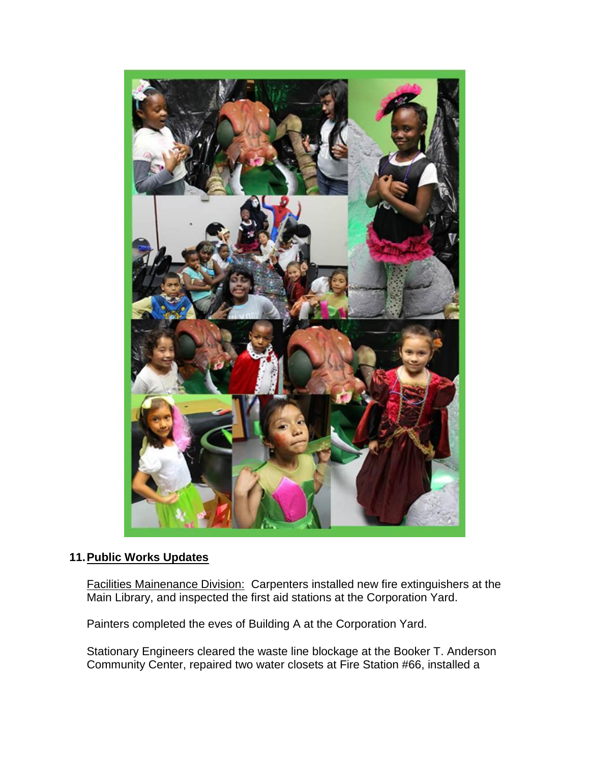## 11. Public Works Updates

Facilities Mainenance Division: Carpenters installed new fire extinguishers at the Main Library, and inspected the first aid stations at the Corporation Yard.

Painters completed the eves of Building A at the Corporation Yard.

Stationary Engineers cleared the waste line blockage at the Booker T. Anderson Community Center, repaired two water closets at Fire Station #66, installed a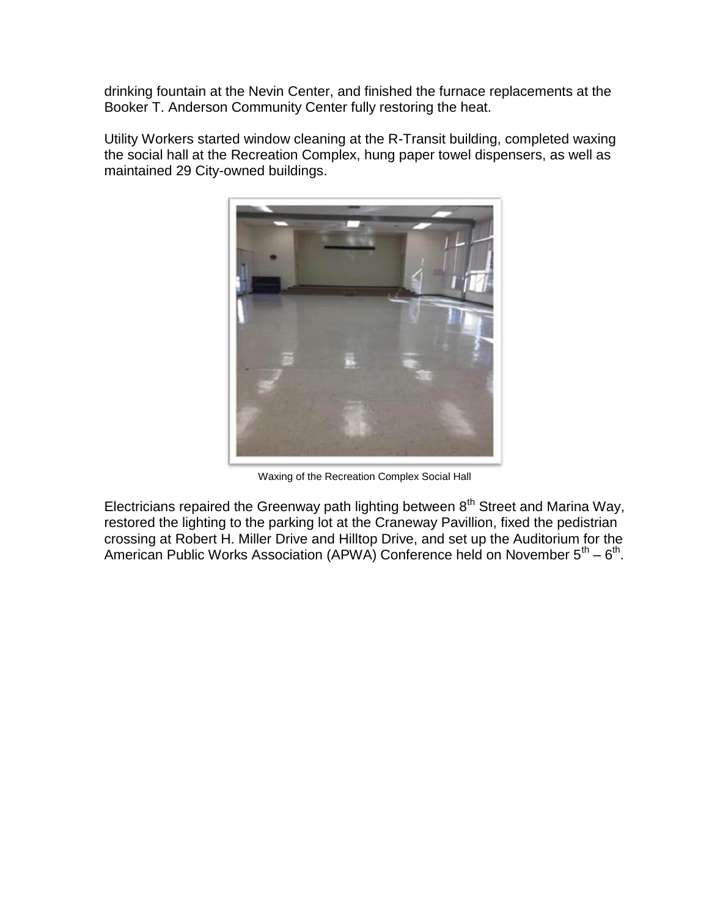drinking fountain at the Nevin Center, and finished the furnace replacements at the Booker T. Anderson Community Center fully restoring the heat.

Utility Workers started window cleaning at the R-Transit building, completed waxing the social hall at the Recreation Complex, hung paper towel dispensers, as well as maintained 29 City-owned buildings.

Waxing of the Recreation Complex Social Hall

Electricians repaired the Greenway path lighting between 8th Street and Marina Way, restored the lighting to the parking lot at the Craneway Pavillion, fixed the pedistrian crossing at Robert H. Miller Drive and Hilltop Drive, and set up the Auditorium for the American Public Works Association (APWA) Conference held on November 5th – 6th.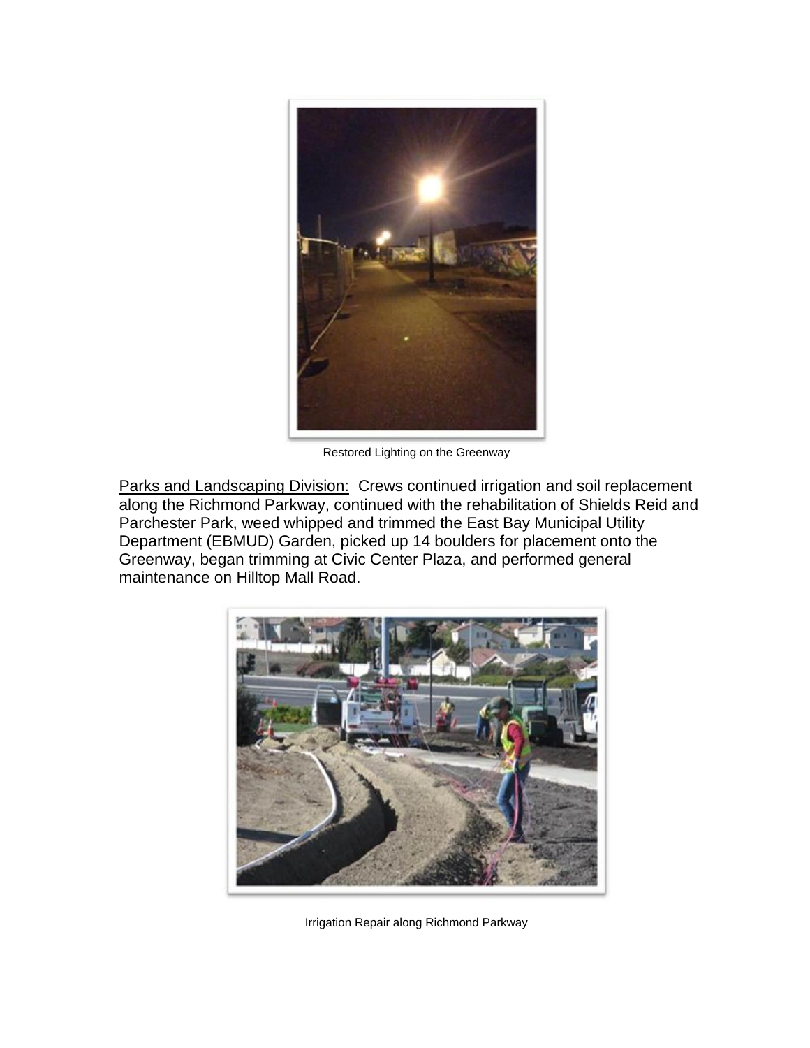Restored Lighting on the Greenway

Parks and Landscaping Division: Crews continued irrigation and soil replacement along the Richmond Parkway, continued with the rehabilitation of Shields Reid and Parchester Park, weed whipped and trimmed the East Bay Municipal Utility Department (EBMUD) Garden, picked up 14 boulders for placement onto the Greenway, began trimming at Civic Center Plaza, and performed general maintenance on Hilltop Mall Road.

Irrigation Repair along Richmond Parkway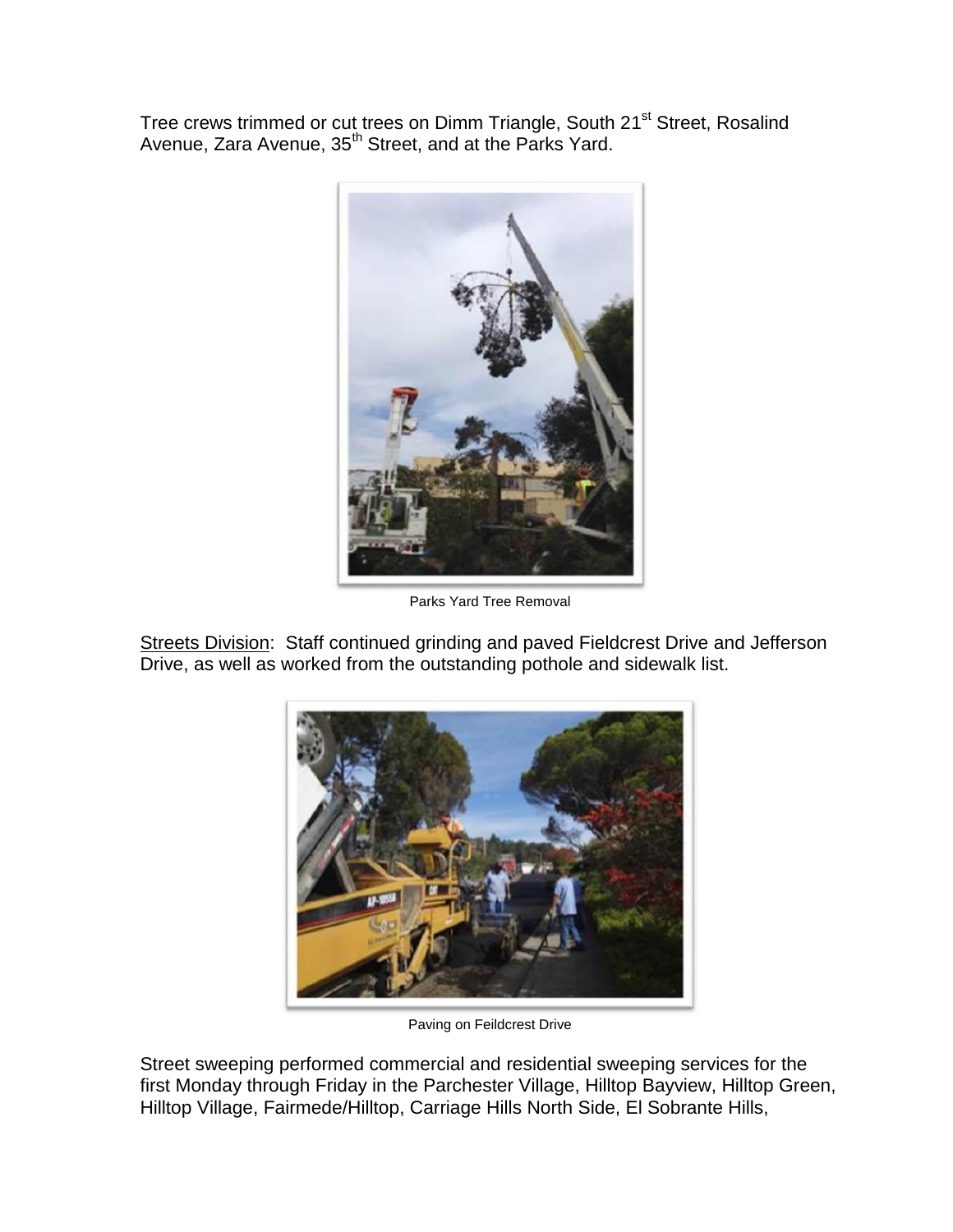Tree crews trimmed or cut trees on Dimm Triangle, South 21st Street, Rosalind Avenue, Zara Avenue, 35th Street, and at the Parks Yard.

Parks Yard Tree Removal

Streets Division: Staff continued grinding and paved Fieldcrest Drive and Jefferson Drive, as well as worked from the outstanding pothole and sidewalk list.

Paving on Feildcrest Drive

Street sweeping performed commercial and residential sweeping services for the first Monday through Friday in the Parchester Village, Hilltop Bayview, Hilltop Green, Hilltop Village, Fairmede/Hilltop, Carriage Hills North Side, El Sobrante Hills,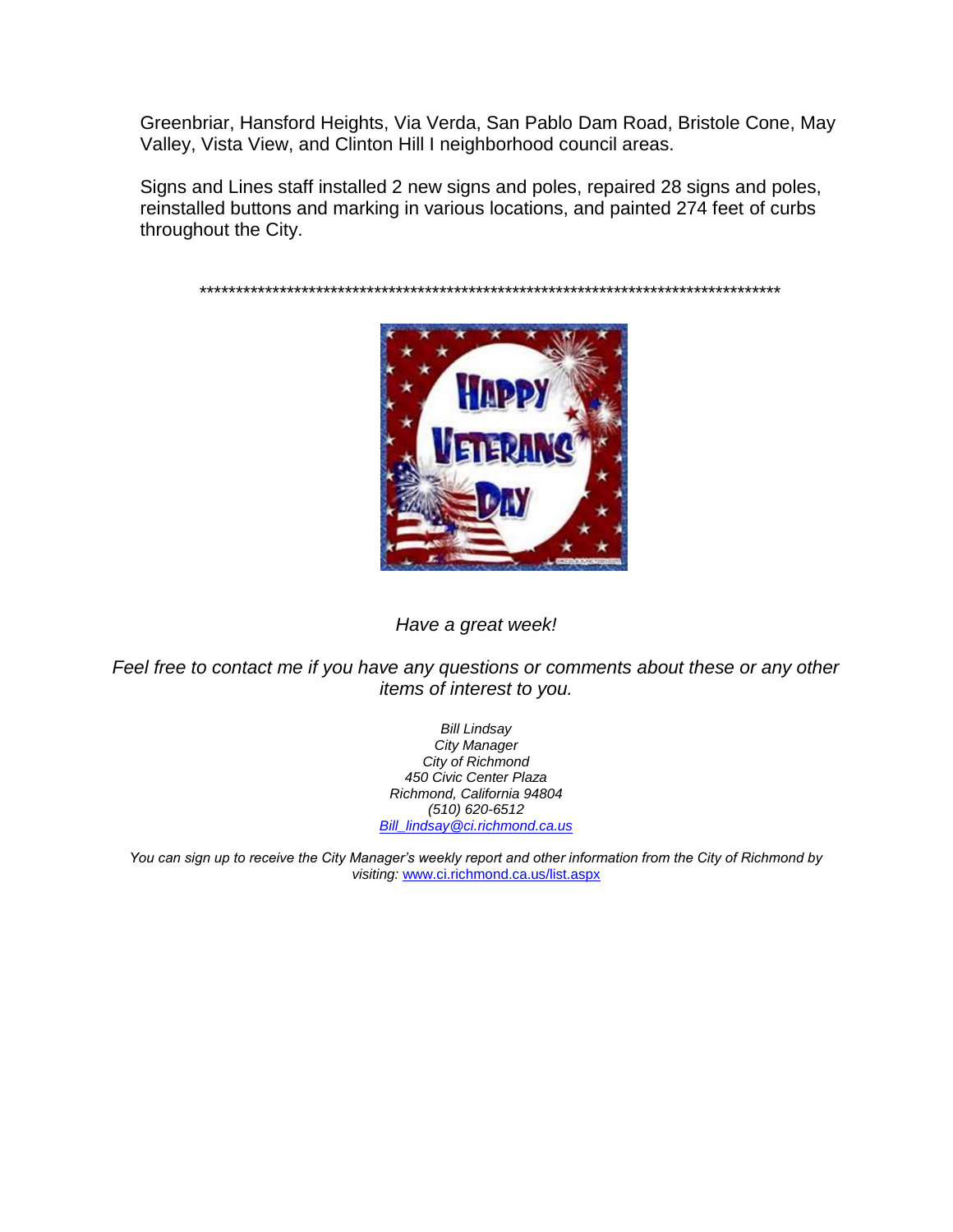Greenbriar, Hansford Heights, Via Verda, San Pablo Dam Road, Bristole Cone, May Valley, Vista View, and Clinton Hill I neighborhood council areas.

Signs and Lines staff installed 2 new signs and poles, repaired 28 signs and poles, reinstalled buttons and marking in various locations, and painted 274 feet of curbs throughout the City.

*********************************************************************************

*Have a great week!*

*Feel free to contact me if you have any questions or comments about these or any other items of interest to you.*

*Bill Lindsay*
*City Manager*
*City of Richmond*
*450 Civic Center Plaza*
*Richmond, California 94804*
*(510) 620-6512*
*Bill_lindsay@ci.richmond.ca.us*

*You can sign up to receive the City Manager's weekly report and other information from the City of Richmond by visiting:* www.ci.richmond.ca.us/list.aspx